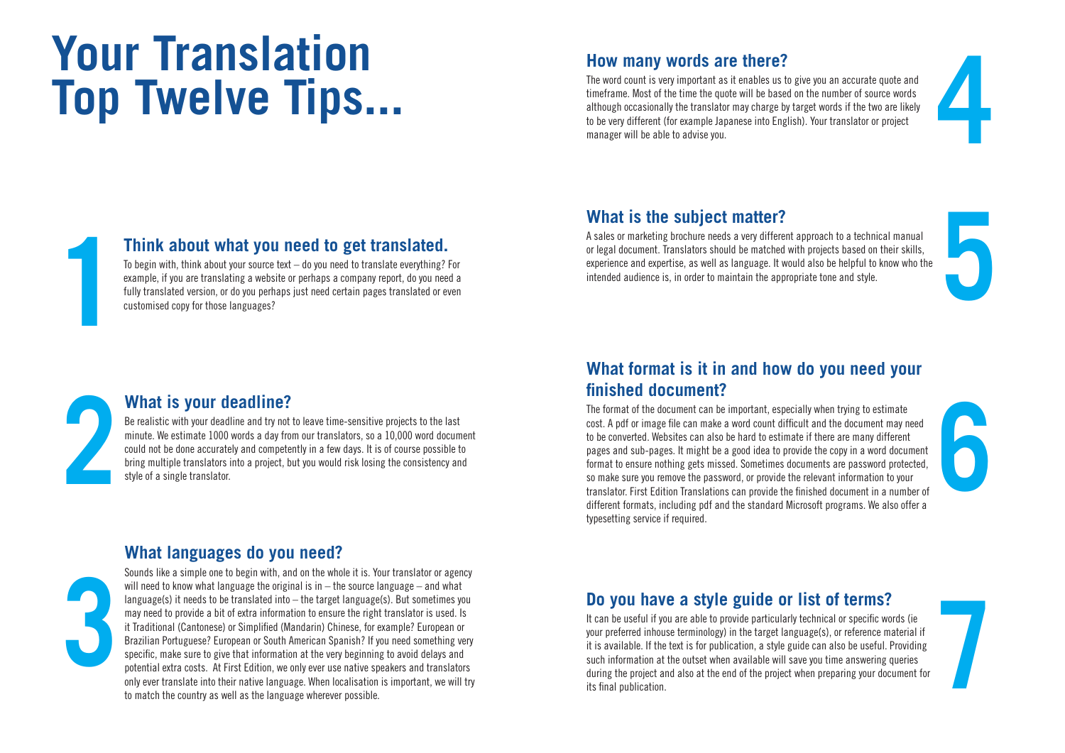# Your Translation Top Twelve Tips...

## 1 Think about what you need to get translated.

To begin with, think about your source text – do you need to translate everything? For example, if you are translating a website or perhaps a company report, do you need a fully translated version, or do you perhaps just need certain pages translated or even customised copy for those languages?

## 2 What is your deadline?

Be realistic with your deadline and try not to leave time-sensitive projects to the last minute. We estimate 1000 words a day from our translators, so a 10,000 word document could not be done accurately and competently in a few days. It is of course possible to bring multiple translators into a project, but you would risk losing the consistency and style of a single translator.

## 3 What languages do you need?

Sounds like a simple one to begin with, and on the whole it is. Your translator or agency will need to know what language the original is in – the source language – and what language(s) it needs to be translated into – the target language(s). But sometimes you may need to provide a bit of extra information to ensure the right translator is used. Is it Traditional (Cantonese) or Simplified (Mandarin) Chinese, for example? European or Brazilian Portuguese? European or South American Spanish? If you need something very specific, make sure to give that information at the very beginning to avoid delays and potential extra costs. At First Edition, we only ever use native speakers and translators only ever translate into their native language. When localisation is important, we will try to match the country as well as the language wherever possible.

## 4 How many words are there?

The word count is very important as it enables us to give you an accurate quote and timeframe. Most of the time the quote will be based on the number of source words although occasionally the translator may charge by target words if the two are likely to be very different (for example Japanese into English). Your translator or project manager will be able to advise you.

## 5 What is the subject matter?

A sales or marketing brochure needs a very different approach to a technical manual or legal document. Translators should be matched with projects based on their skills, experience and expertise, as well as language. It would also be helpful to know who the intended audience is, in order to maintain the appropriate tone and style.

## 6 What format is it in and how do you need your finished document?

The format of the document can be important, especially when trying to estimate cost. A pdf or image file can make a word count difficult and the document may need to be converted. Websites can also be hard to estimate if there are many different pages and sub-pages. It might be a good idea to provide the copy in a word document format to ensure nothing gets missed. Sometimes documents are password protected, so make sure you remove the password, or provide the relevant information to your translator. First Edition Translations can provide the finished document in a number of different formats, including pdf and the standard Microsoft programs. We also offer a typesetting service if required.

## 7 Do you have a style guide or list of terms?

It can be useful if you are able to provide particularly technical or specific words (ie your preferred inhouse terminology) in the target language(s), or reference material if it is available. If the text is for publication, a style guide can also be useful. Providing such information at the outset when available will save you time answering queries during the project and also at the end of the project when preparing your document for its final publication.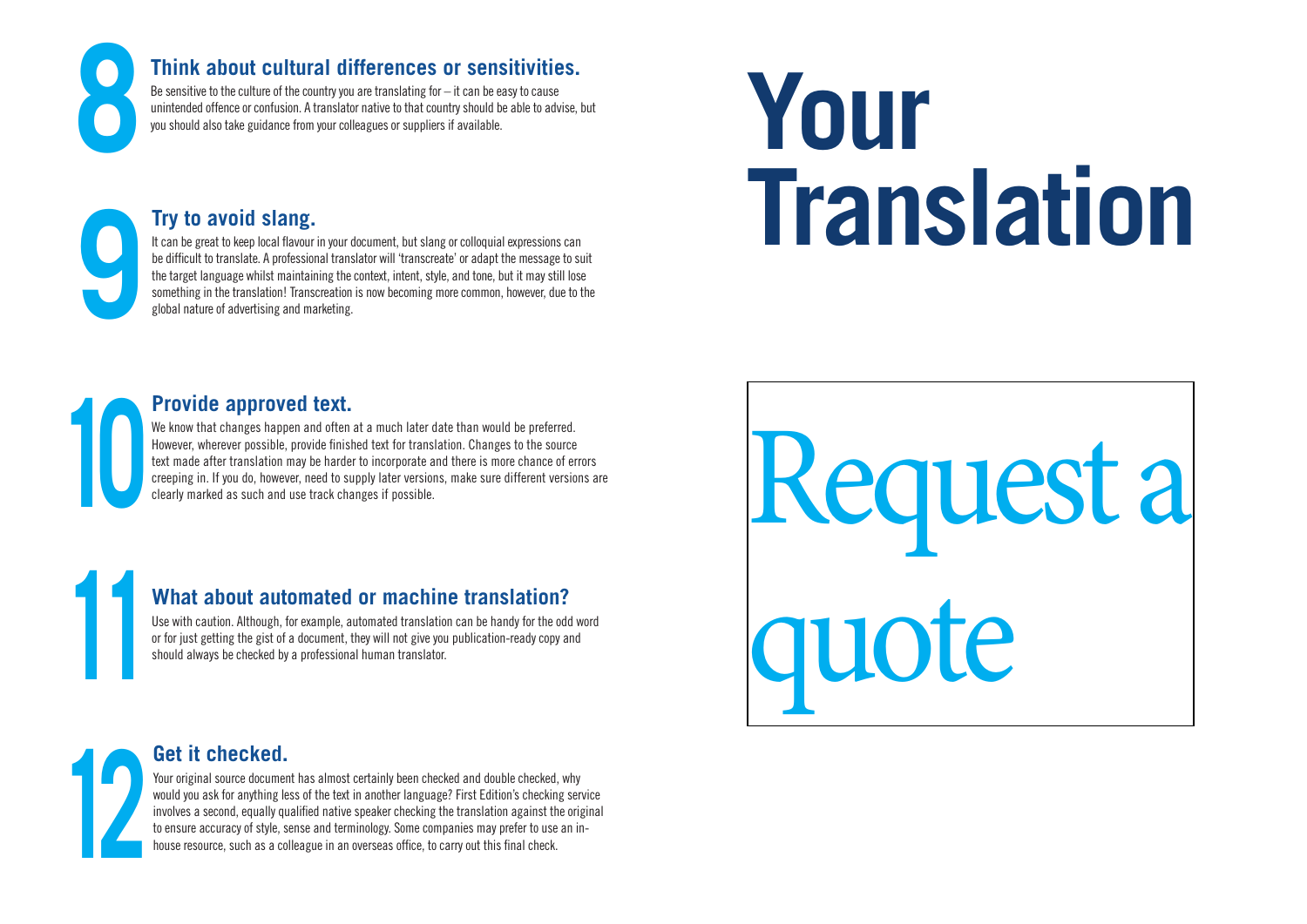# Your Translation

## 8 Think about cultural differences or sensitivities.

Be sensitive to the culture of the country you are translating for – it can be easy to cause unintended offence or confusion. A translator native to that country should be able to advise, but you should also take guidance from your colleagues or suppliers if available.

## 9 Try to avoid slang.

It can be great to keep local flavour in your document, but slang or colloquial expressions can be difficult to translate. A professional translator will 'transcreate' or adapt the message to suit the target language whilst maintaining the context, intent, style, and tone, but it may still lose something in the translation! Transcreation is now becoming more common, however, due to the global nature of advertising and marketing.

## 10 Provide approved text.

We know that changes happen and often at a much later date than would be preferred. However, wherever possible, provide finished text for translation. Changes to the source text made after translation may be harder to incorporate and there is more chance of errors creeping in. If you do, however, need to supply later versions, make sure different versions are clearly marked as such and use track changes if possible.

## 11 What about automated or machine translation?

Use with caution. Although, for example, automated translation can be handy for the odd word or for just getting the gist of a document, they will not give you publication-ready copy and should always be checked by a professional human translator.

## 12 Get it checked.

Your original source document has almost certainly been checked and double checked, why would you ask for anything less of the text in another language? First Edition's checking service involves a second, equally qualified native speaker checking the translation against the original to ensure accuracy of style, sense and terminology. Some companies may prefer to use an in-house resource, such as a colleague in an overseas office, to carry out this final check.

Request a quote